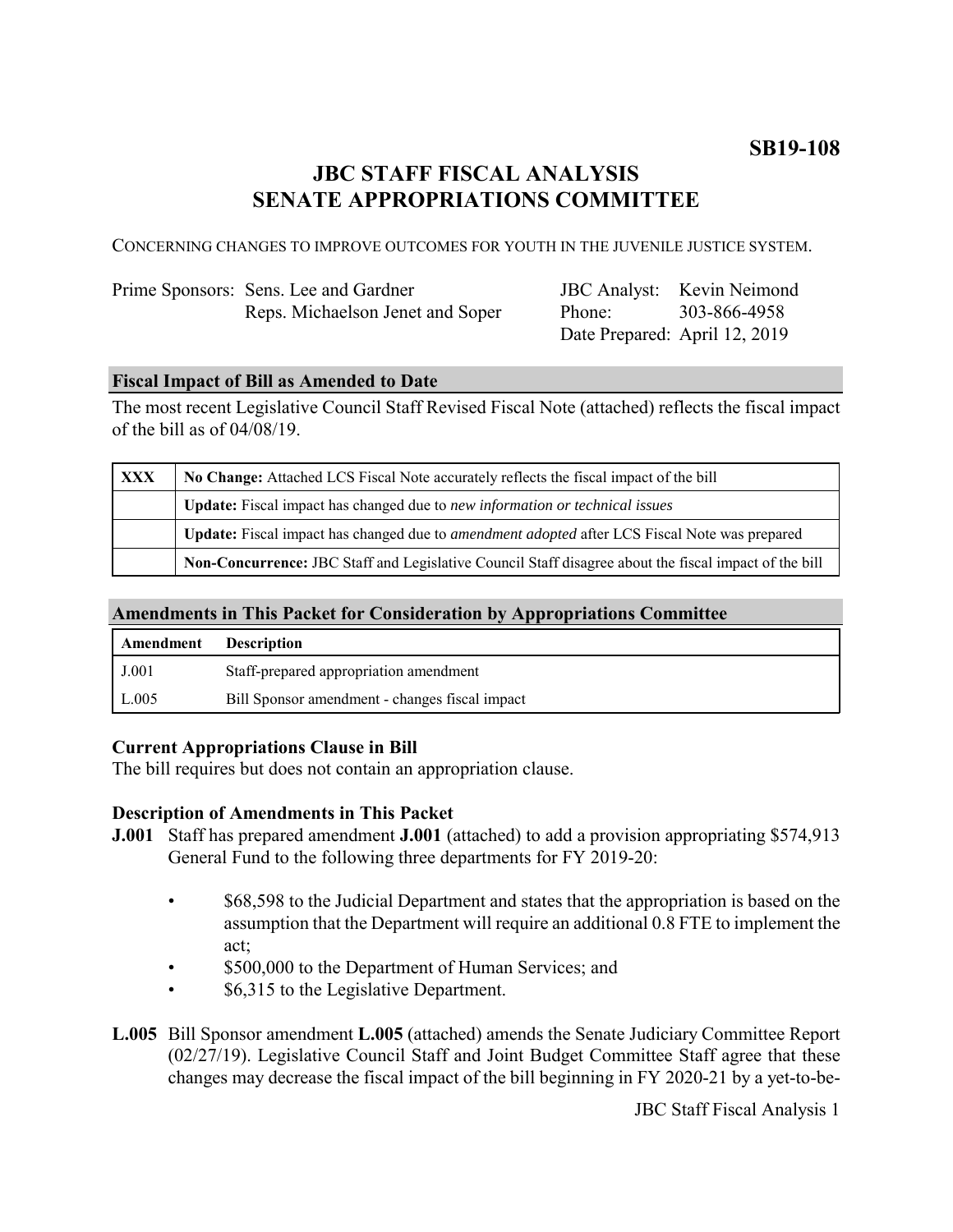**SB19-108**

# JBC STAFF FISCAL ANALYSIS
# SENATE APPROPRIATIONS COMMITTEE

CONCERNING CHANGES TO IMPROVE OUTCOMES FOR YOUTH IN THE JUVENILE JUSTICE SYSTEM.

| | | | |
|---|---|---|---|
| Prime Sponsors: | Sens. Lee and Gardner<br>Reps. Michaelson Jenet and Soper | JBC Analyst:<br>Phone:<br>Date Prepared: | Kevin Neimond<br>303-866-4958<br>April 12, 2019 |

## Fiscal Impact of Bill as Amended to Date

The most recent Legislative Council Staff Revised Fiscal Note (attached) reflects the fiscal impact of the bill as of 04/08/19.

| | |
|---|---|
| XXX | **No Change:** Attached LCS Fiscal Note accurately reflects the fiscal impact of the bill |
| | **Update:** Fiscal impact has changed due to *new information or technical issues* |
| | **Update:** Fiscal impact has changed due to *amendment adopted* after LCS Fiscal Note was prepared |
| | **Non-Concurrence:** JBC Staff and Legislative Council Staff disagree about the fiscal impact of the bill |

## Amendments in This Packet for Consideration by Appropriations Committee

| Amendment | Description |
|---|---|
| J.001 | Staff-prepared appropriation amendment |
| L.005 | Bill Sponsor amendment - changes fiscal impact |

### Current Appropriations Clause in Bill

The bill requires but does not contain an appropriation clause.

### Description of Amendments in This Packet

**J.001** Staff has prepared amendment **J.001** (attached) to add a provision appropriating $574,913 General Fund to the following three departments for FY 2019-20:

- $68,598 to the Judicial Department and states that the appropriation is based on the assumption that the Department will require an additional 0.8 FTE to implement the act;
- $500,000 to the Department of Human Services; and
- $6,315 to the Legislative Department.

**L.005** Bill Sponsor amendment **L.005** (attached) amends the Senate Judiciary Committee Report (02/27/19). Legislative Council Staff and Joint Budget Committee Staff agree that these changes may decrease the fiscal impact of the bill beginning in FY 2020-21 by a yet-to-be-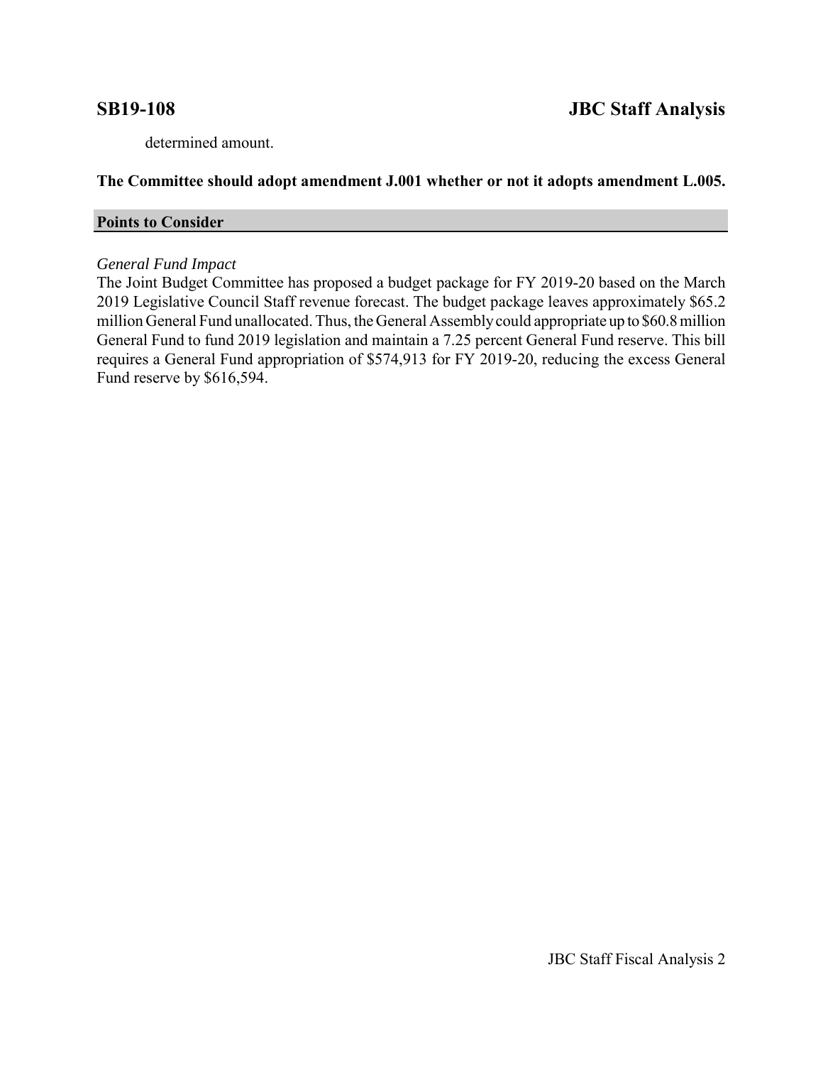determined amount.

**The Committee should adopt amendment J.001 whether or not it adopts amendment L.005.**

## Points to Consider

*General Fund Impact*

The Joint Budget Committee has proposed a budget package for FY 2019-20 based on the March 2019 Legislative Council Staff revenue forecast. The budget package leaves approximately $65.2 million General Fund unallocated. Thus, the General Assembly could appropriate up to $60.8 million General Fund to fund 2019 legislation and maintain a 7.25 percent General Fund reserve. This bill requires a General Fund appropriation of $574,913 for FY 2019-20, reducing the excess General Fund reserve by $616,594.